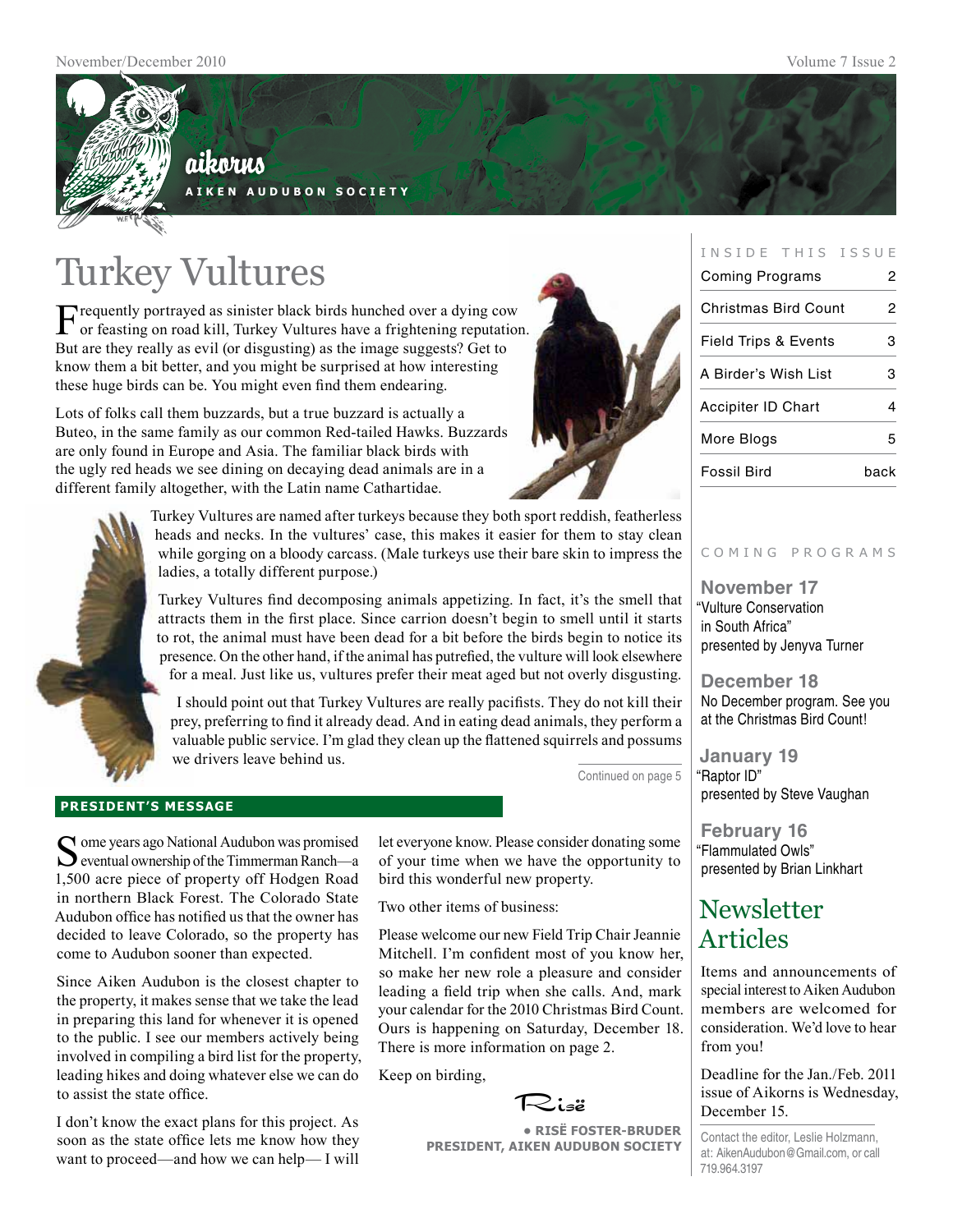# aikorns

AIKEN AUDUBON SOCIETY

# Turkey Vultures

Frequently portrayed as sinister black birds hunched over a dying cow or feasting on road kill, Turkey Vultures have a frightening reputation. But are they really as evil (or disgusting) as the image suggests? Get to know them a bit better, and you might be surprised at how interesting these huge birds can be. You might even find them endearing.

Lots of folks call them buzzards, but a true buzzard is actually a Buteo, in the same family as our common Red-tailed Hawks. Buzzards are only found in Europe and Asia. The familiar black birds with the ugly red heads we see dining on decaying dead animals are in a different family altogether, with the Latin name Cathartidae.

Turkey Vultures are named after turkeys because they both sport reddish, featherless heads and necks. In the vultures' case, this makes it easier for them to stay clean while gorging on a bloody carcass. (Male turkeys use their bare skin to impress the ladies, a totally different purpose.)

Turkey Vultures find decomposing animals appetizing. In fact, it's the smell that attracts them in the first place. Since carrion doesn't begin to smell until it starts to rot, the animal must have been dead for a bit before the birds begin to notice its presence. On the other hand, if the animal has putrefied, the vulture will look elsewhere for a meal. Just like us, vultures prefer their meat aged but not overly disgusting.

I should point out that Turkey Vultures are really pacifists. They do not kill their prey, preferring to find it already dead. And in eating dead animals, they perform a valuable public service. I'm glad they clean up the flattened squirrels and possums we drivers leave behind us.

Continued on page 5

## PRESIDENT'S MESSAGE

Some years ago National Audubon was promised eventual ownership of the Timmerman Ranch—a 1,500 acre piece of property off Hodgen Road in northern Black Forest. The Colorado State Audubon office has notified us that the owner has decided to leave Colorado, so the property has come to Audubon sooner than expected.

Since Aiken Audubon is the closest chapter to the property, it makes sense that we take the lead in preparing this land for whenever it is opened to the public. I see our members actively being involved in compiling a bird list for the property, leading hikes and doing whatever else we can do to assist the state office.

I don't know the exact plans for this project. As soon as the state office lets me know how they want to proceed—and how we can help— I will let everyone know. Please consider donating some of your time when we have the opportunity to bird this wonderful new property.

Two other items of business:

Please welcome our new Field Trip Chair Jeannie Mitchell. I'm confident most of you know her, so make her new role a pleasure and consider leading a field trip when she calls. And, mark your calendar for the 2010 Christmas Bird Count. Ours is happening on Saturday, December 18. There is more information on page 2.

Keep on birding,

Risë

**• RISË FOSTER-BRUDER**
**PRESIDENT, AIKEN AUDUBON SOCIETY**

## INSIDE THIS ISSUE

| | |
|---|---|
| Coming Programs | 2 |
| Christmas Bird Count | 2 |
| Field Trips & Events | 3 |
| A Birder's Wish List | 3 |
| Accipiter ID Chart | 4 |
| More Blogs | 5 |
| Fossil Bird | back |

## COMING PROGRAMS

**November 17**
"Vulture Conservation in South Africa" presented by Jenyva Turner

**December 18**
No December program. See you at the Christmas Bird Count!

**January 19**
"Raptor ID" presented by Steve Vaughan

**February 16**
"Flammulated Owls" presented by Brian Linkhart

## Newsletter Articles

Items and announcements of special interest to Aiken Audubon members are welcomed for consideration. We'd love to hear from you!

Deadline for the Jan./Feb. 2011 issue of Aikorns is Wednesday, December 15.

Contact the editor, Leslie Holzmann, at: AikenAudubon@Gmail.com, or call 719.964.3197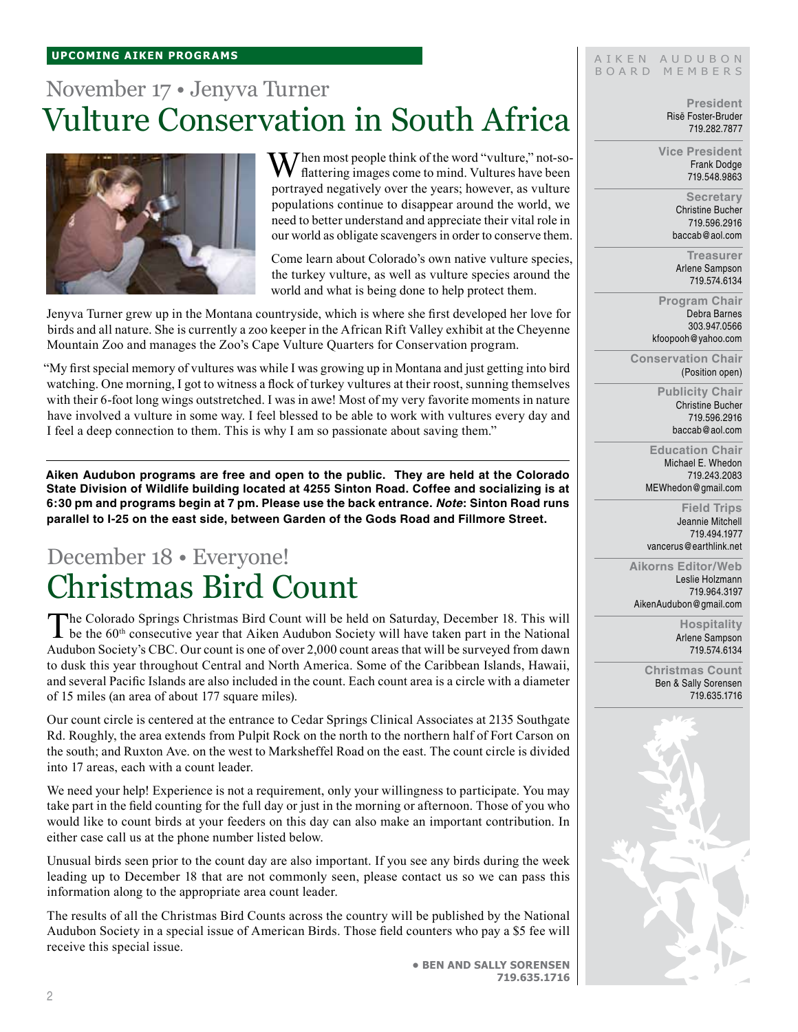**UPCOMING AIKEN PROGRAMS**

## November 17 • Jenyva Turner

# Vulture Conservation in South Africa

When most people think of the word "vulture," not-so-flattering images come to mind. Vultures have been portrayed negatively over the years; however, as vulture populations continue to disappear around the world, we need to better understand and appreciate their vital role in our world as obligate scavengers in order to conserve them.

Come learn about Colorado's own native vulture species, the turkey vulture, as well as vulture species around the world and what is being done to help protect them.

Jenyva Turner grew up in the Montana countryside, which is where she first developed her love for birds and all nature. She is currently a zoo keeper in the African Rift Valley exhibit at the Cheyenne Mountain Zoo and manages the Zoo's Cape Vulture Quarters for Conservation program.

"My first special memory of vultures was while I was growing up in Montana and just getting into bird watching. One morning, I got to witness a flock of turkey vultures at their roost, sunning themselves with their 6-foot long wings outstretched. I was in awe! Most of my very favorite moments in nature have involved a vulture in some way. I feel blessed to be able to work with vultures every day and I feel a deep connection to them. This is why I am so passionate about saving them."

**Aiken Audubon programs are free and open to the public. They are held at the Colorado State Division of Wildlife building located at 4255 Sinton Road. Coffee and socializing is at 6:30 pm and programs begin at 7 pm. Please use the back entrance. *Note*: Sinton Road runs parallel to I-25 on the east side, between Garden of the Gods Road and Fillmore Street.**

## December 18 • Everyone!

# Christmas Bird Count

The Colorado Springs Christmas Bird Count will be held on Saturday, December 18. This will be the 60th consecutive year that Aiken Audubon Society will have taken part in the National Audubon Society's CBC. Our count is one of over 2,000 count areas that will be surveyed from dawn to dusk this year throughout Central and North America. Some of the Caribbean Islands, Hawaii, and several Pacific Islands are also included in the count. Each count area is a circle with a diameter of 15 miles (an area of about 177 square miles).

Our count circle is centered at the entrance to Cedar Springs Clinical Associates at 2135 Southgate Rd. Roughly, the area extends from Pulpit Rock on the north to the northern half of Fort Carson on the south; and Ruxton Ave. on the west to Marksheffel Road on the east. The count circle is divided into 17 areas, each with a count leader.

We need your help! Experience is not a requirement, only your willingness to participate. You may take part in the field counting for the full day or just in the morning or afternoon. Those of you who would like to count birds at your feeders on this day can also make an important contribution. In either case call us at the phone number listed below.

Unusual birds seen prior to the count day are also important. If you see any birds during the week leading up to December 18 that are not commonly seen, please contact us so we can pass this information along to the appropriate area count leader.

The results of all the Christmas Bird Counts across the country will be published by the National Audubon Society in a special issue of American Birds. Those field counters who pay a $5 fee will receive this special issue.

**• BEN AND SALLY SORENSEN**
**719.635.1716**

---

AIKEN AUDUBON BOARD MEMBERS

**President**
Risë Foster-Bruder
719.282.7877

**Vice President**
Frank Dodge
719.548.9863

**Secretary**
Christine Bucher
719.596.2916
baccab@aol.com

**Treasurer**
Arlene Sampson
719.574.6134

**Program Chair**
Debra Barnes
303.947.0566
kfoopooh@yahoo.com

**Conservation Chair**
(Position open)

**Publicity Chair**
Christine Bucher
719.596.2916
baccab@aol.com

**Education Chair**
Michael E. Whedon
719.243.2083
MEWhedon@gmail.com

**Field Trips**
Jeannie Mitchell
719.494.1977
vancerus@earthlink.net

**Aikorns Editor/Web**
Leslie Holzmann
719.964.3197
AikenAudubon@gmail.com

**Hospitality**
Arlene Sampson
719.574.6134

**Christmas Count**
Ben & Sally Sorensen
719.635.1716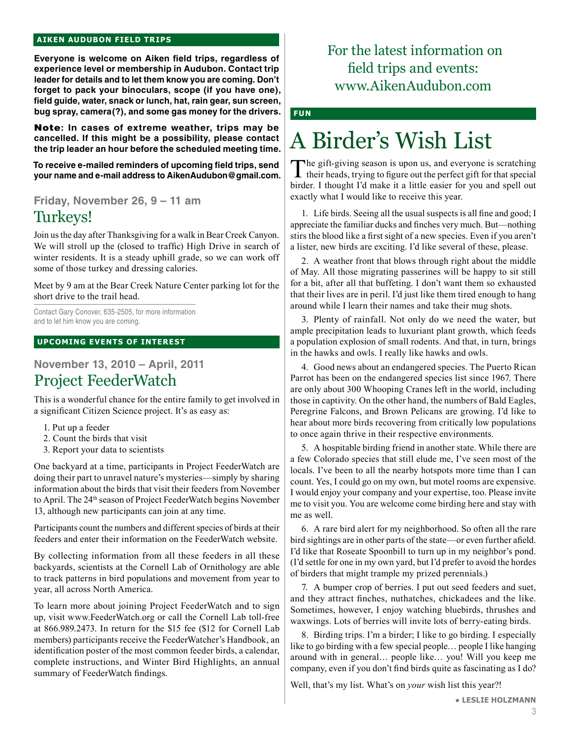## AIKEN AUDUBON FIELD TRIPS

**Everyone is welcome on Aiken field trips, regardless of experience level or membership in Audubon. Contact trip leader for details and to let them know you are coming. Don't forget to pack your binoculars, scope (if you have one), field guide, water, snack or lunch, hat, rain gear, sun screen, bug spray, camera(?), and some gas money for the drivers.**

**Note: In cases of extreme weather, trips may be cancelled. If this might be a possibility, please contact the trip leader an hour before the scheduled meeting time.**

**To receive e-mailed reminders of upcoming field trips, send your name and e-mail address to AikenAudubon@gmail.com.**

### Friday, November 26, 9 – 11 am

## Turkeys!

Join us the day after Thanksgiving for a walk in Bear Creek Canyon. We will stroll up the (closed to traffic) High Drive in search of winter residents. It is a steady uphill grade, so we can work off some of those turkey and dressing calories.

Meet by 9 am at the Bear Creek Nature Center parking lot for the short drive to the trail head.

Contact Gary Conover, 635-2505, for more information and to let him know you are coming.

## UPCOMING EVENTS OF INTEREST

### November 13, 2010 – April, 2011

## Project FeederWatch

This is a wonderful chance for the entire family to get involved in a significant Citizen Science project. It's as easy as:

1. Put up a feeder
2. Count the birds that visit
3. Report your data to scientists

One backyard at a time, participants in Project FeederWatch are doing their part to unravel nature's mysteries—simply by sharing information about the birds that visit their feeders from November to April. The 24th season of Project FeederWatch begins November 13, although new participants can join at any time.

Participants count the numbers and different species of birds at their feeders and enter their information on the FeederWatch website.

By collecting information from all these feeders in all these backyards, scientists at the Cornell Lab of Ornithology are able to track patterns in bird populations and movement from year to year, all across North America.

To learn more about joining Project FeederWatch and to sign up, visit www.FeederWatch.org or call the Cornell Lab toll-free at 866.989.2473. In return for the $15 fee ($12 for Cornell Lab members) participants receive the FeederWatcher's Handbook, an identification poster of the most common feeder birds, a calendar, complete instructions, and Winter Bird Highlights, an annual summary of FeederWatch findings.

For the latest information on field trips and events: www.AikenAudubon.com

## FUN

# A Birder's Wish List

The gift-giving season is upon us, and everyone is scratching their heads, trying to figure out the perfect gift for that special birder. I thought I'd make it a little easier for you and spell out exactly what I would like to receive this year.

1. Life birds. Seeing all the usual suspects is all fine and good; I appreciate the familiar ducks and finches very much. But—nothing stirs the blood like a first sight of a new species. Even if you aren't a lister, new birds are exciting. I'd like several of these, please.

2. A weather front that blows through right about the middle of May. All those migrating passerines will be happy to sit still for a bit, after all that buffeting. I don't want them so exhausted that their lives are in peril. I'd just like them tired enough to hang around while I learn their names and take their mug shots.

3. Plenty of rainfall. Not only do we need the water, but ample precipitation leads to luxuriant plant growth, which feeds a population explosion of small rodents. And that, in turn, brings in the hawks and owls. I really like hawks and owls.

4. Good news about an endangered species. The Puerto Rican Parrot has been on the endangered species list since 1967. There are only about 300 Whooping Cranes left in the world, including those in captivity. On the other hand, the numbers of Bald Eagles, Peregrine Falcons, and Brown Pelicans are growing. I'd like to hear about more birds recovering from critically low populations to once again thrive in their respective environments.

5. A hospitable birding friend in another state. While there are a few Colorado species that still elude me, I've seen most of the locals. I've been to all the nearby hotspots more time than I can count. Yes, I could go on my own, but motel rooms are expensive. I would enjoy your company and your expertise, too. Please invite me to visit you. You are welcome come birding here and stay with me as well.

6. A rare bird alert for my neighborhood. So often all the rare bird sightings are in other parts of the state—or even further afield. I'd like that Roseate Spoonbill to turn up in my neighbor's pond. (I'd settle for one in my own yard, but I'd prefer to avoid the hordes of birders that might trample my prized perennials.)

7. A bumper crop of berries. I put out seed feeders and suet, and they attract finches, nuthatches, chickadees and the like. Sometimes, however, I enjoy watching bluebirds, thrushes and waxwings. Lots of berries will invite lots of berry-eating birds.

8. Birding trips. I'm a birder; I like to go birding. I especially like to go birding with a few special people… people I like hanging around with in general… people like… you! Will you keep me company, even if you don't find birds quite as fascinating as I do?

Well, that's my list. What's on *your* wish list this year?!

• LESLIE HOLZMANN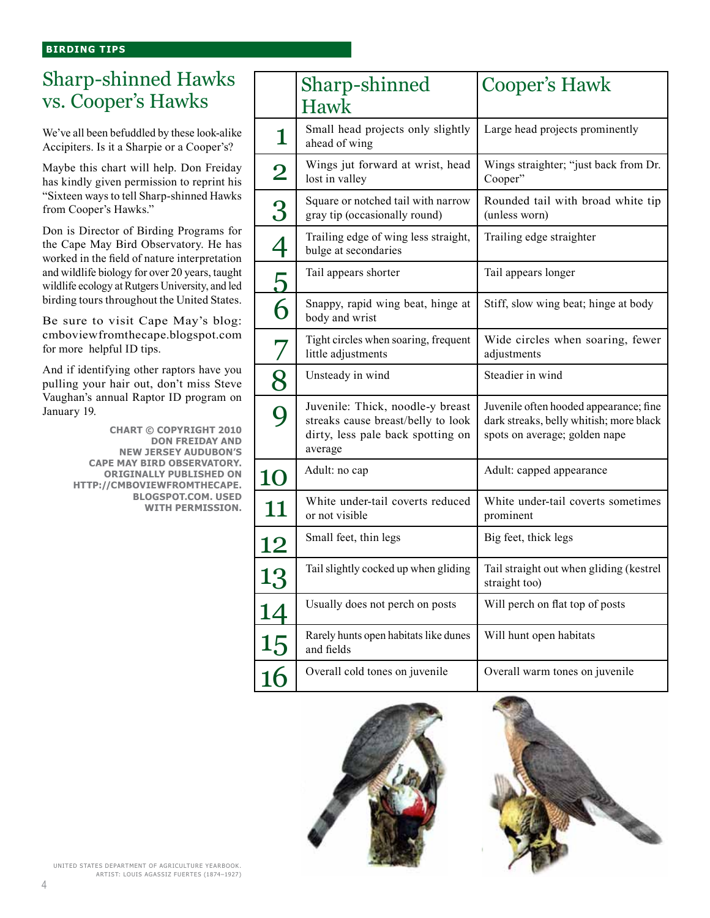BIRDING TIPS

# Sharp-shinned Hawks vs. Cooper's Hawks

We've all been befuddled by these look-alike Accipiters. Is it a Sharpie or a Cooper's?

Maybe this chart will help. Don Freiday has kindly given permission to reprint his "Sixteen ways to tell Sharp-shinned Hawks from Cooper's Hawks."

Don is Director of Birding Programs for the Cape May Bird Observatory. He has worked in the field of nature interpretation and wildlife biology for over 20 years, taught wildlife ecology at Rutgers University, and led birding tours throughout the United States.

Be sure to visit Cape May's blog: cmboviewfromthecape.blogspot.com for more helpful ID tips.

And if identifying other raptors have you pulling your hair out, don't miss Steve Vaughan's annual Raptor ID program on January 19.

**CHART © COPYRIGHT 2010 DON FREIDAY AND NEW JERSEY AUDUBON'S CAPE MAY BIRD OBSERVATORY. ORIGINALLY PUBLISHED ON HTTP://CMBOVIEWFROMTHECAPE.BLOGSPOT.COM. USED WITH PERMISSION.**

| | Sharp-shinned Hawk | Cooper's Hawk |
|---|---|---|
| 1 | Small head projects only slightly ahead of wing | Large head projects prominently |
| 2 | Wings jut forward at wrist, head lost in valley | Wings straighter; "just back from Dr. Cooper" |
| 3 | Square or notched tail with narrow gray tip (occasionally round) | Rounded tail with broad white tip (unless worn) |
| 4 | Trailing edge of wing less straight, bulge at secondaries | Trailing edge straighter |
| 5 | Tail appears shorter | Tail appears longer |
| 6 | Snappy, rapid wing beat, hinge at body and wrist | Stiff, slow wing beat; hinge at body |
| 7 | Tight circles when soaring, frequent little adjustments | Wide circles when soaring, fewer adjustments |
| 8 | Unsteady in wind | Steadier in wind |
| 9 | Juvenile: Thick, noodle-y breast streaks cause breast/belly to look dirty, less pale back spotting on average | Juvenile often hooded appearance; fine dark streaks, belly whitish; more black spots on average; golden nape |
| 10 | Adult: no cap | Adult: capped appearance |
| 11 | White under-tail coverts reduced or not visible | White under-tail coverts sometimes prominent |
| 12 | Small feet, thin legs | Big feet, thick legs |
| 13 | Tail slightly cocked up when gliding | Tail straight out when gliding (kestrel straight too) |
| 14 | Usually does not perch on posts | Will perch on flat top of posts |
| 15 | Rarely hunts open habitats like dunes and fields | Will hunt open habitats |
| 16 | Overall cold tones on juvenile | Overall warm tones on juvenile |

UNITED STATES DEPARTMENT OF AGRICULTURE YEARBOOK. ARTIST: LOUIS AGASSIZ FUERTES (1874–1927)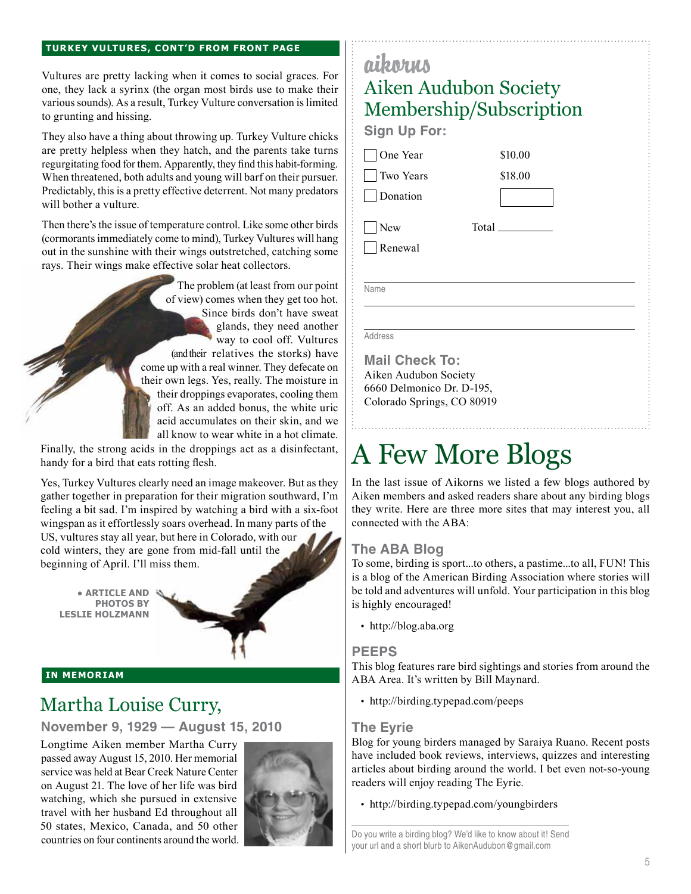**TURKEY VULTURES, CONT'D FROM FRONT PAGE**

Vultures are pretty lacking when it comes to social graces. For one, they lack a syrinx (the organ most birds use to make their various sounds). As a result, Turkey Vulture conversation is limited to grunting and hissing.

They also have a thing about throwing up. Turkey Vulture chicks are pretty helpless when they hatch, and the parents take turns regurgitating food for them. Apparently, they find this habit-forming. When threatened, both adults and young will barf on their pursuer. Predictably, this is a pretty effective deterrent. Not many predators will bother a vulture.

Then there's the issue of temperature control. Like some other birds (cormorants immediately come to mind), Turkey Vultures will hang out in the sunshine with their wings outstretched, catching some rays. Their wings make effective solar heat collectors.

The problem (at least from our point of view) comes when they get too hot. Since birds don't have sweat glands, they need another way to cool off. Vultures (and their relatives the storks) have come up with a real winner. They defecate on their own legs. Yes, really. The moisture in their droppings evaporates, cooling them off. As an added bonus, the white uric acid accumulates on their skin, and we all know to wear white in a hot climate. Finally, the strong acids in the droppings act as a disinfectant, handy for a bird that eats rotting flesh.

Yes, Turkey Vultures clearly need an image makeover. But as they gather together in preparation for their migration southward, I'm feeling a bit sad. I'm inspired by watching a bird with a six-foot wingspan as it effortlessly soars overhead. In many parts of the US, vultures stay all year, but here in Colorado, with our cold winters, they are gone from mid-fall until the beginning of April. I'll miss them.

• **ARTICLE AND PHOTOS BY LESLIE HOLZMANN**

**IN MEMORIAM**

## Martha Louise Curry,

### November 9, 1929 — August 15, 2010

Longtime Aiken member Martha Curry passed away August 15, 2010. Her memorial service was held at Bear Creek Nature Center on August 21. The love of her life was bird watching, which she pursued in extensive travel with her husband Ed throughout all 50 states, Mexico, Canada, and 50 other countries on four continents around the world.

*aikorns*

## Aiken Audubon Society Membership/Subscription

**Sign Up For:**

☐ One Year $10.00

☐ Two Years $18.00

☐ Donation ______

☐ New Total ______

☐ Renewal

Name ______________________

Address ______________________

**Mail Check To:**
Aiken Audubon Society
6660 Delmonico Dr. D-195,
Colorado Springs, CO 80919

# A Few More Blogs

In the last issue of Aikorns we listed a few blogs authored by Aiken members and asked readers share about any birding blogs they write. Here are three more sites that may interest you, all connected with the ABA:

### The ABA Blog

To some, birding is sport...to others, a pastime...to all, FUN! This is a blog of the American Birding Association where stories will be told and adventures will unfold. Your participation in this blog is highly encouraged!

- http://blog.aba.org

### PEEPS

This blog features rare bird sightings and stories from around the ABA Area. It's written by Bill Maynard.

- http://birding.typepad.com/peeps

### The Eyrie

Blog for young birders managed by Saraiya Ruano. Recent posts have included book reviews, interviews, quizzes and interesting articles about birding around the world. I bet even not-so-young readers will enjoy reading The Eyrie.

- http://birding.typepad.com/youngbirders

Do you write a birding blog? We'd like to know about it! Send your url and a short blurb to AikenAudubon@gmail.com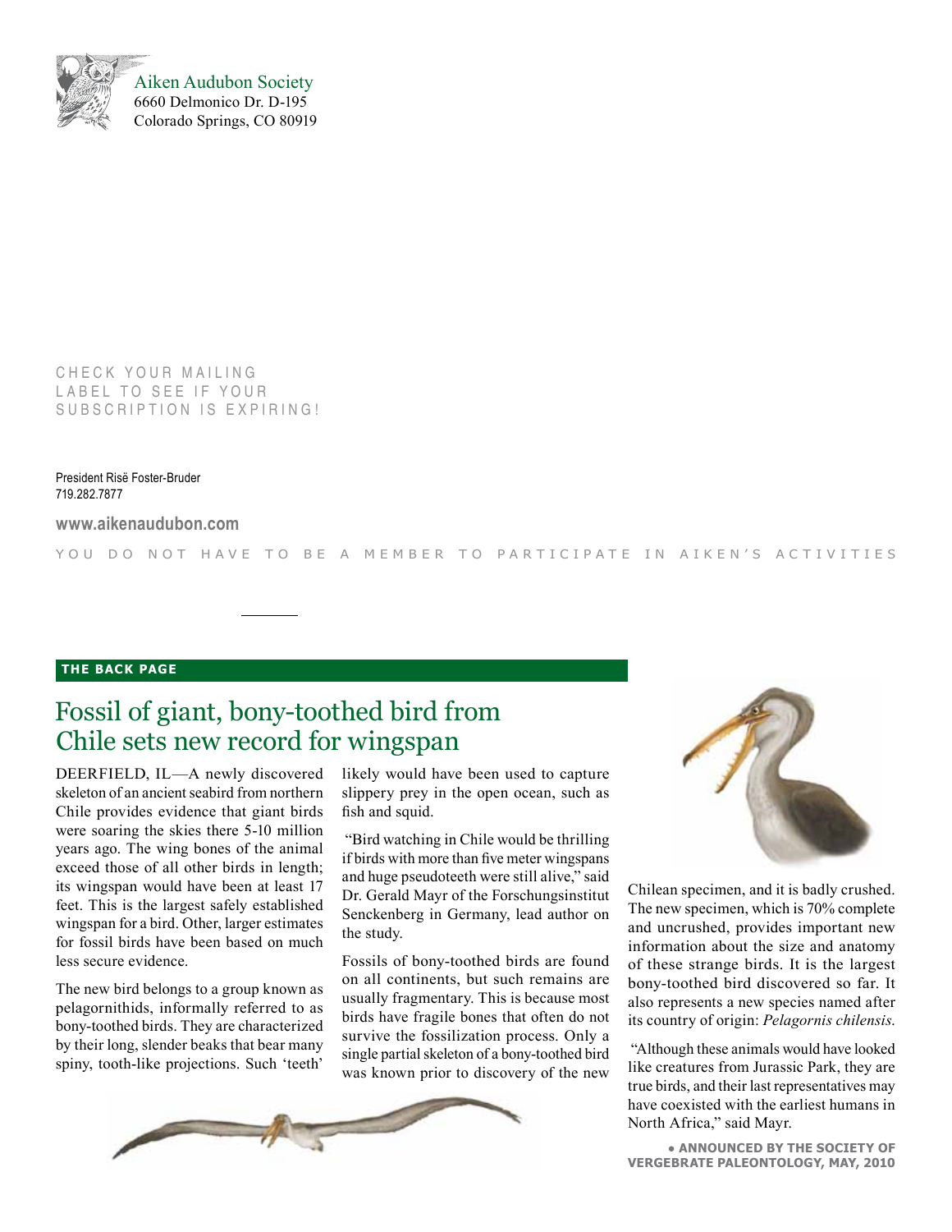Aiken Audubon Society
6660 Delmonico Dr. D-195
Colorado Springs, CO 80919

CHECK YOUR MAILING LABEL TO SEE IF YOUR SUBSCRIPTION IS EXPIRING!

President Risë Foster-Bruder
719.282.7877

**www.aikenaudubon.com**

YOU DO NOT HAVE TO BE A MEMBER TO PARTICIPATE IN AIKEN'S ACTIVITIES

**THE BACK PAGE**

## Fossil of giant, bony-toothed bird from Chile sets new record for wingspan

DEERFIELD, IL—A newly discovered skeleton of an ancient seabird from northern Chile provides evidence that giant birds were soaring the skies there 5-10 million years ago. The wing bones of the animal exceed those of all other birds in length; its wingspan would have been at least 17 feet. This is the largest safely established wingspan for a bird. Other, larger estimates for fossil birds have been based on much less secure evidence.

The new bird belongs to a group known as pelagornithids, informally referred to as bony-toothed birds. They are characterized by their long, slender beaks that bear many spiny, tooth-like projections. Such 'teeth' likely would have been used to capture slippery prey in the open ocean, such as fish and squid.

"Bird watching in Chile would be thrilling if birds with more than five meter wingspans and huge pseudoteeth were still alive," said Dr. Gerald Mayr of the Forschungsinstitut Senckenberg in Germany, lead author on the study.

Fossils of bony-toothed birds are found on all continents, but such remains are usually fragmentary. This is because most birds have fragile bones that often do not survive the fossilization process. Only a single partial skeleton of a bony-toothed bird was known prior to discovery of the new Chilean specimen, and it is badly crushed. The new specimen, which is 70% complete and uncrushed, provides important new information about the size and anatomy of these strange birds. It is the largest bony-toothed bird discovered so far. It also represents a new species named after its country of origin: *Pelagornis chilensis.*

"Although these animals would have looked like creatures from Jurassic Park, they are true birds, and their last representatives may have coexisted with the earliest humans in North Africa," said Mayr.

**• ANNOUNCED BY THE SOCIETY OF VERGEBRATE PALEONTOLOGY, MAY, 2010**